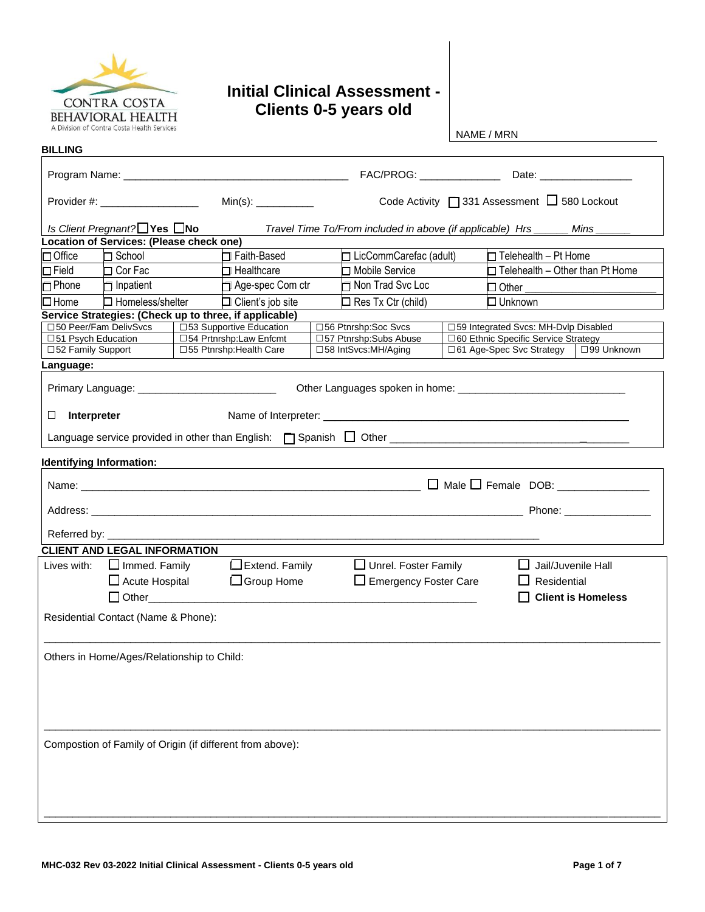CONTRA COSTA BEHAVIORAL HEALTH
A Division of Contra Costa Health Services

# Initial Clinical Assessment - Clients 0-5 years old

NAME / MRN

**BILLING**

Program Name: ______________________________________ FAC/PROG: _____________ Date: ________________

Provider #: _________________ Min(s): __________ Code Activity ☐ 331 Assessment ☐ 580 Lockout

*Is Client Pregnant?* ☐ **Yes** ☐ **No** *Travel Time To/From included in above (if applicable) Hrs ______ Mins ______*

**Location of Services: (Please check one)**

| | | | | |
|---|---|---|---|---|
| ☐ Office | ☐ School | ☐ Faith-Based | ☐ LicCommCarefac (adult) | ☐ Telehealth – Pt Home |
| ☐ Field | ☐ Cor Fac | ☐ Healthcare | ☐ Mobile Service | ☐ Telehealth – Other than Pt Home |
| ☐ Phone | ☐ Inpatient | ☐ Age-spec Com ctr | ☐ Non Trad Svc Loc | ☐ Other ______________________ |
| ☐ Home | ☐ Homeless/shelter | ☐ Client's job site | ☐ Res Tx Ctr (child) | ☐ Unknown |

**Service Strategies: (Check up to three, if applicable)**

| | | | | |
|---|---|---|---|---|
| ☐ 50 Peer/Fam DelivSvcs | ☐ 53 Supportive Education | ☐ 56 Ptnrshp:Soc Svcs | ☐ 59 Integrated Svcs: MH-Dvlp Disabled | |
| ☐ 51 Psych Education | ☐ 54 Prtnrshp:Law Enfcmt | ☐ 57 Ptnrshp:Subs Abuse | ☐ 60 Ethnic Specific Service Strategy | |
| ☐ 52 Family Support | ☐ 55 Ptnrshp:Health Care | ☐ 58 IntSvcs:MH/Aging | ☐ 61 Age-Spec Svc Strategy | ☐ 99 Unknown |

**Language:**

Primary Language: ________________________ Other Languages spoken in home: _____________________________

☐ **Interpreter** Name of Interpreter: ____________________________________________________

Language service provided in other than English: ☐ Spanish ☐ Other ____________________________________

**Identifying Information:**

Name: ___________________________________________________________ ☐ Male ☐ Female DOB: _______________

Address: ___________________________________________________________________________ Phone: _______________

Referred by: ____________________________________________________________________________

**CLIENT AND LEGAL INFORMATION**

Lives with: ☐ Immed. Family ☐ Extend. Family ☐ Unrel. Foster Family ☐ Jail/Juvenile Hall
☐ Acute Hospital ☐ Group Home ☐ Emergency Foster Care ☐ Residential
☐ Other__________________________________________________________ ☐ **Client is Homeless**

Residential Contact (Name & Phone):

_____________________________________________________________________________________________

Others in Home/Ages/Relationship to Child:

_____________________________________________________________________________________________

Compostion of Family of Origin (if different from above):

_____________________________________________________________________________________________

MHC-032 Rev 03-2022 Initial Clinical Assessment - Clients 0-5 years old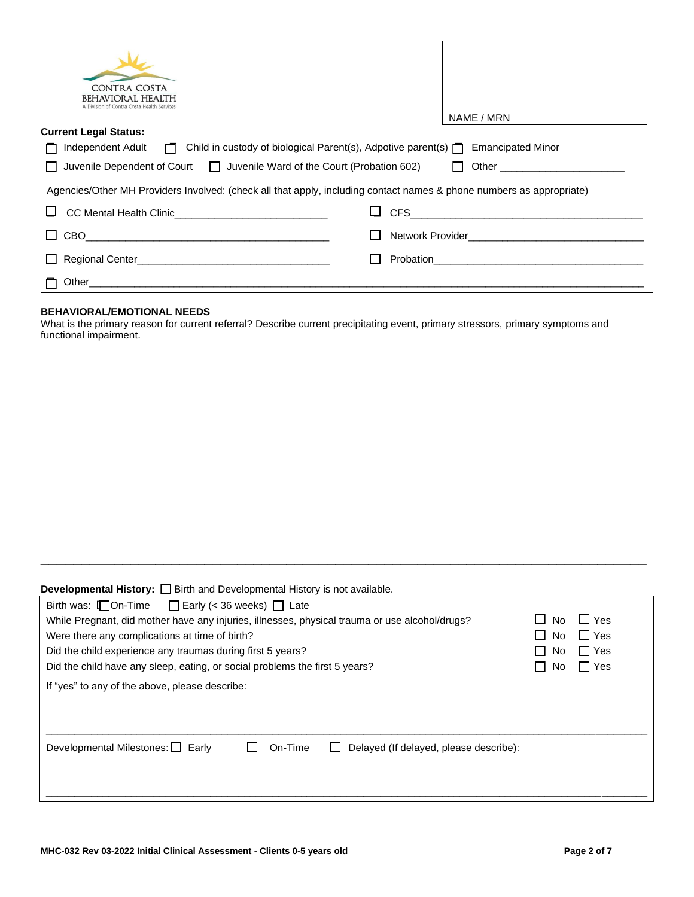CONTRA COSTA BEHAVIORAL HEALTH
A Division of Contra Costa Health Services

NAME / MRN

**Current Legal Status:**

| | | |
|---|---|---|
| ☐ Independent Adult | ☐ Child in custody of biological Parent(s), Adpotive parent(s) | ☐ Emancipated Minor |
| ☐ Juvenile Dependent of Court | ☐ Juvenile Ward of the Court (Probation 602) | ☐ Other ____________________ |

Agencies/Other MH Providers Involved: (check all that apply, including contact names & phone numbers as appropriate)

| | |
|---|---|
| ☐ CC Mental Health Clinic____________________ | ☐ CFS____________________ |
| ☐ CBO____________________ | ☐ Network Provider____________________ |
| ☐ Regional Center____________________ | ☐ Probation____________________ |
| ☐ Other____________________ | |

**BEHAVIORAL/EMOTIONAL NEEDS**

What is the primary reason for current referral? Describe current precipitating event, primary stressors, primary symptoms and functional impairment.

---

**Developmental History:** ☐ Birth and Developmental History is not available.

Birth was: ☐ On-Time ☐ Early (< 36 weeks) ☐ Late

| | | |
|---|---|---|
| While Pregnant, did mother have any injuries, illnesses, physical trauma or use alcohol/drugs? | ☐ No | ☐ Yes |
| Were there any complications at time of birth? | ☐ No | ☐ Yes |
| Did the child experience any traumas during first 5 years? | ☐ No | ☐ Yes |
| Did the child have any sleep, eating, or social problems the first 5 years? | ☐ No | ☐ Yes |

If "yes" to any of the above, please describe:

---

Developmental Milestones: ☐ Early ☐ On-Time ☐ Delayed (If delayed, please describe):

---

MHC-032 Rev 03-2022 Initial Clinical Assessment - Clients 0-5 years old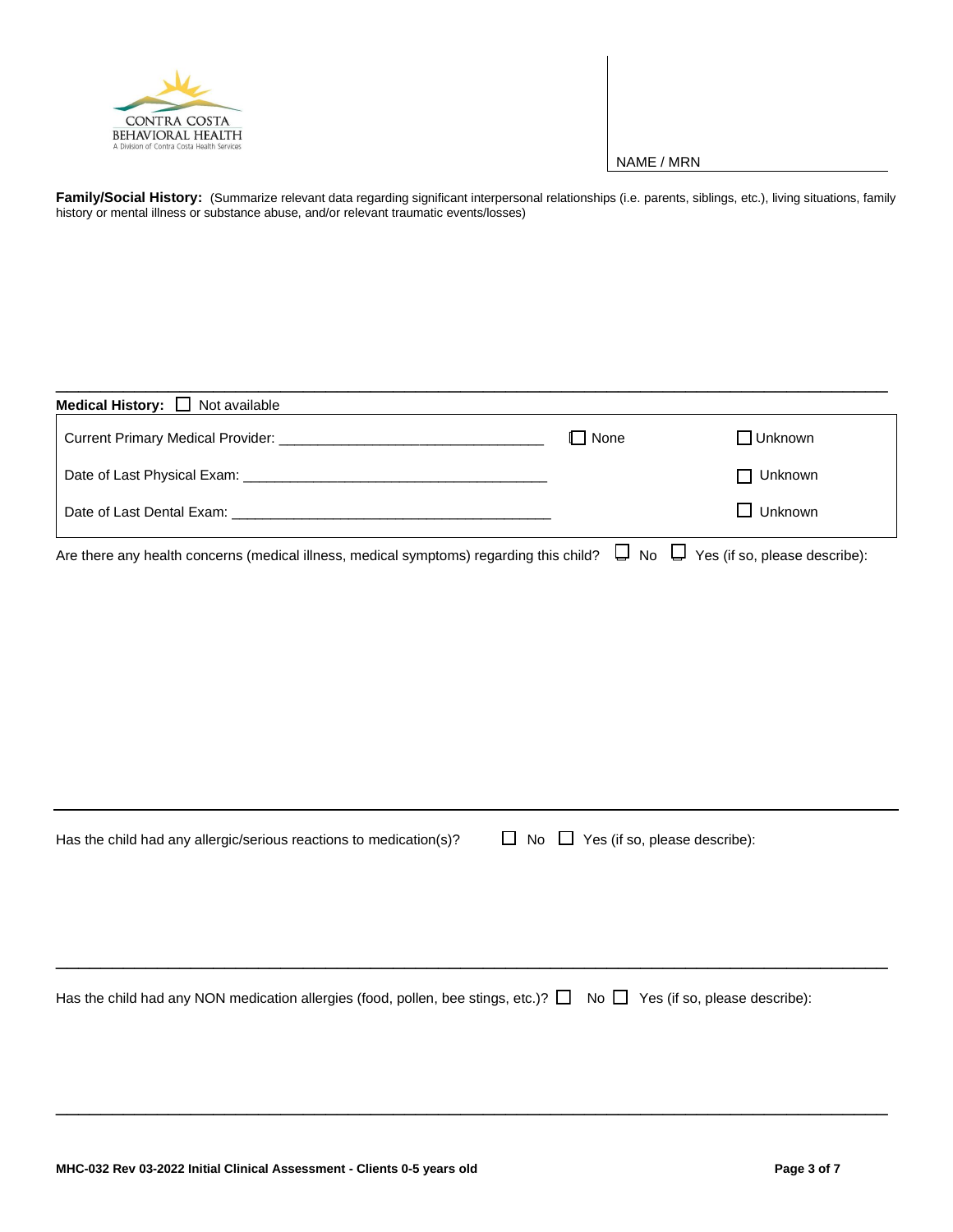CONTRA COSTA
BEHAVIORAL HEALTH
A Division of Contra Costa Health Services

NAME / MRN

**Family/Social History:** (Summarize relevant data regarding significant interpersonal relationships (i.e. parents, siblings, etc.), living situations, family history of mental illness or substance abuse, and/or relevant traumatic events/losses)

---

**Medical History:** ☐ Not available

| | | |
|---|---|---|
| Current Primary Medical Provider: ______________________________ | ☐ None | ☐ Unknown |
| Date of Last Physical Exam: ______________________________ | | ☐ Unknown |
| Date of Last Dental Exam: ______________________________ | | ☐ Unknown |

Are there any health concerns (medical illness, medical symptoms) regarding this child? ☐ No ☐ Yes (if so, please describe):

---

Has the child had any allergic/serious reactions to medication(s)? ☐ No ☐ Yes (if so, please describe):

---

Has the child had any NON medication allergies (food, pollen, bee stings, etc.)? ☐ No ☐ Yes (if so, please describe):

---

MHC-032 Rev 03-2022 Initial Clinical Assessment - Clients 0-5 years old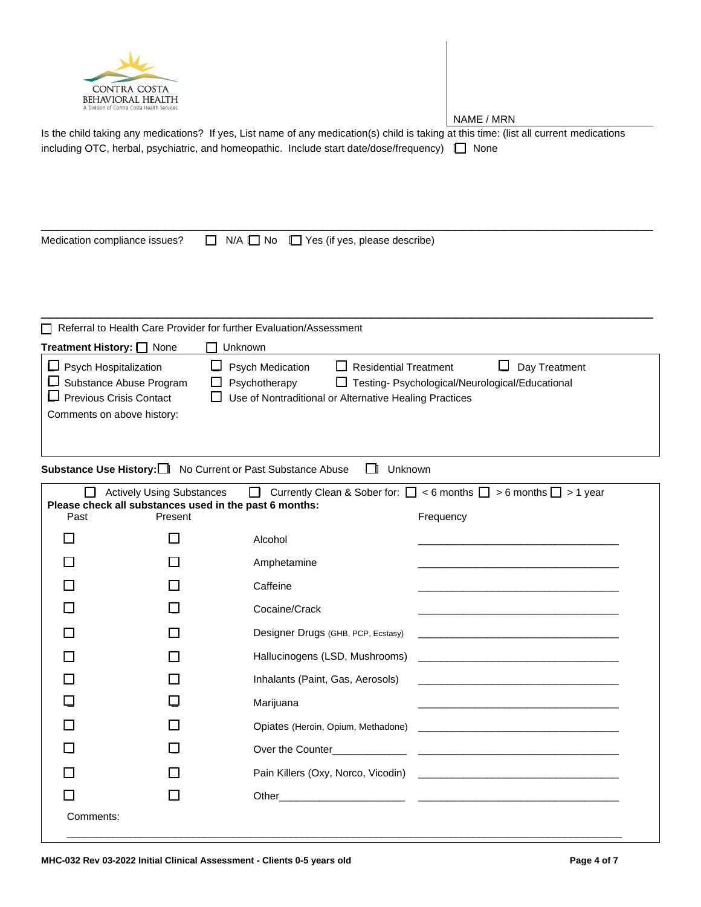CONTRA COSTA BEHAVIORAL HEALTH
A Division of Contra Costa Health Services

NAME / MRN

Is the child taking any medications? If yes, List name of any medication(s) child is taking at this time: (list all current medications including OTC, herbal, psychiatric, and homeopathic. Include start date/dose/frequency) ☐ None

---

Medication compliance issues? ☐ N/A ☐ No ☐ Yes (if yes, please describe)

---

☐ Referral to Health Care Provider for further Evaluation/Assessment

**Treatment History:** ☐ None ☐ Unknown

☐ Psych Hospitalization ☐ Psych Medication ☐ Residential Treatment ☐ Day Treatment
☐ Substance Abuse Program ☐ Psychotherapy ☐ Testing- Psychological/Neurological/Educational
☐ Previous Crisis Contact ☐ Use of Nontraditional or Alternative Healing Practices

Comments on above history:

**Substance Use History:** ☐ No Current or Past Substance Abuse ☐ Unknown

☐ Actively Using Substances ☐ Currently Clean & Sober for: ☐ < 6 months ☐ > 6 months ☐ > 1 year

**Please check all substances used in the past 6 months:**

| Past | Present | | Frequency |
|---|---|---|---|
| ☐ | ☐ | Alcohol | ________________________________ |
| ☐ | ☐ | Amphetamine | ________________________________ |
| ☐ | ☐ | Caffeine | ________________________________ |
| ☐ | ☐ | Cocaine/Crack | ________________________________ |
| ☐ | ☐ | Designer Drugs (GHB, PCP, Ecstasy) | ________________________________ |
| ☐ | ☐ | Hallucinogens (LSD, Mushrooms) | ________________________________ |
| ☐ | ☐ | Inhalants (Paint, Gas, Aerosols) | ________________________________ |
| ☐ | ☐ | Marijuana | ________________________________ |
| ☐ | ☐ | Opiates (Heroin, Opium, Methadone) | ________________________________ |
| ☐ | ☐ | Over the Counter____________ | ________________________________ |
| ☐ | ☐ | Pain Killers (Oxy, Norco, Vicodin) | ________________________________ |
| ☐ | ☐ | Other_____________________ | ________________________________ |

Comments:

MHC-032 Rev 03-2022 Initial Clinical Assessment - Clients 0-5 years old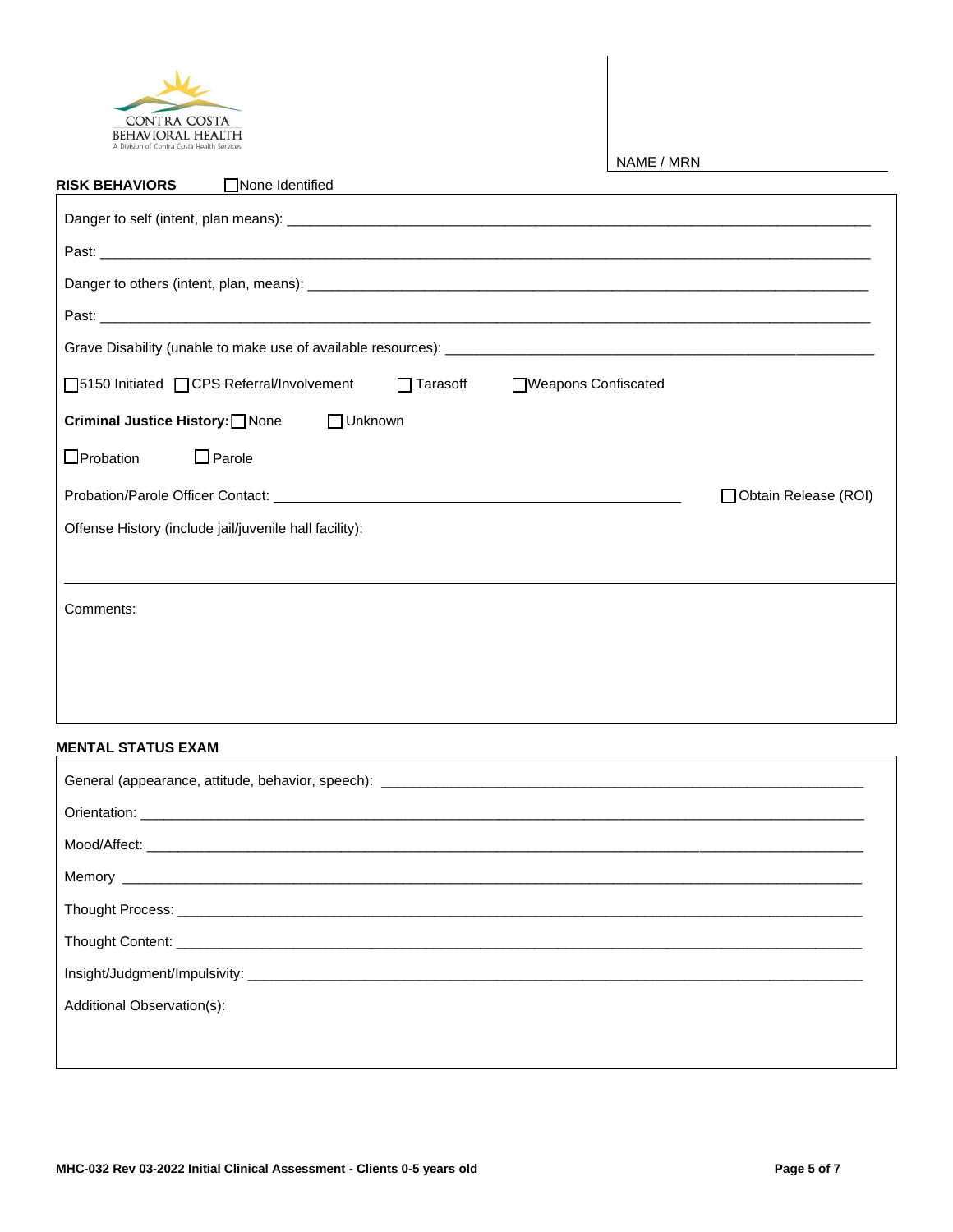CONTRA COSTA
BEHAVIORAL HEALTH
A Division of Contra Costa Health Services

NAME / MRN

**RISK BEHAVIORS** ☐ None Identified

Danger to self (intent, plan means): ______________________________

Past: ______________________________

Danger to others (intent, plan, means): ______________________________

Past: ______________________________

Grave Disability (unable to make use of available resources): ______________________________

☐ 5150 Initiated ☐ CPS Referral/Involvement ☐ Tarasoff ☐ Weapons Confiscated

**Criminal Justice History:** ☐ None ☐ Unknown

☐ Probation ☐ Parole

Probation/Parole Officer Contact: ______________________________ ☐ Obtain Release (ROI)

Offense History (include jail/juvenile hall facility):

Comments:

**MENTAL STATUS EXAM**

General (appearance, attitude, behavior, speech): ______________________________

Orientation: ______________________________

Mood/Affect: ______________________________

Memory ______________________________

Thought Process: ______________________________

Thought Content: ______________________________

Insight/Judgment/Impulsivity: ______________________________

Additional Observation(s):

MHC-032 Rev 03-2022 Initial Clinical Assessment - Clients 0-5 years old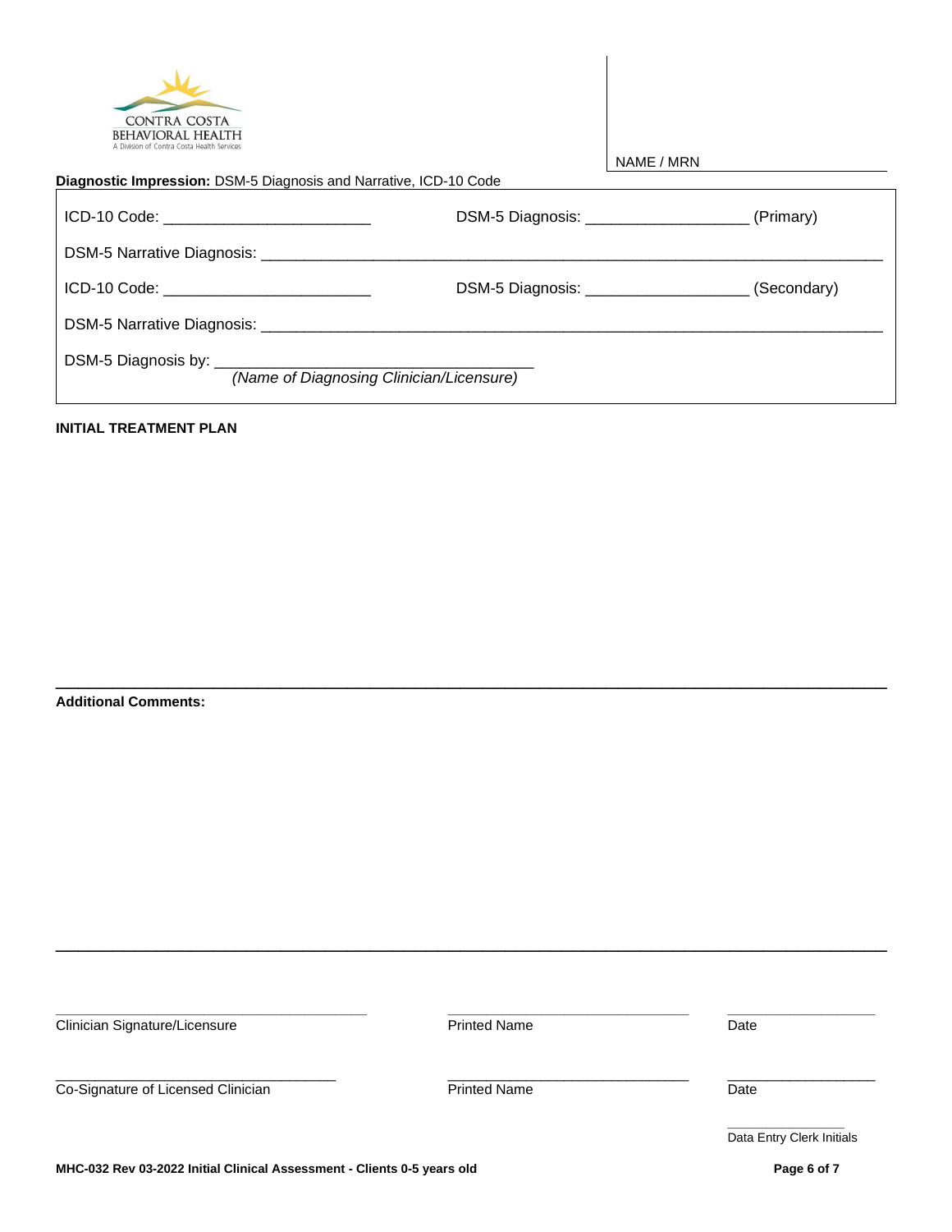CONTRA COSTA
BEHAVIORAL HEALTH
A Division of Contra Costa Health Services

NAME / MRN

**Diagnostic Impression:** DSM-5 Diagnosis and Narrative, ICD-10 Code

ICD-10 Code: ________________________ DSM-5 Diagnosis: __________________ (Primary)

DSM-5 Narrative Diagnosis: ________________________________________________________________________

ICD-10 Code: ________________________ DSM-5 Diagnosis: __________________ (Secondary)

DSM-5 Narrative Diagnosis: ________________________________________________________________________

DSM-5 Diagnosis by: ___________________________________
*(Name of Diagnosing Clinician/Licensure)*

**INITIAL TREATMENT PLAN**

**Additional Comments:**

| ______________________________ | ______________________________ | __________________ |
|---|---|---|
| Clinician Signature/Licensure | Printed Name | Date |
| ______________________________ | ______________________________ | __________________ |
| Co-Signature of Licensed Clinician | Printed Name | Date |

________________
Data Entry Clerk Initials

**MHC-032 Rev 03-2022 Initial Clinical Assessment - Clients 0-5 years old**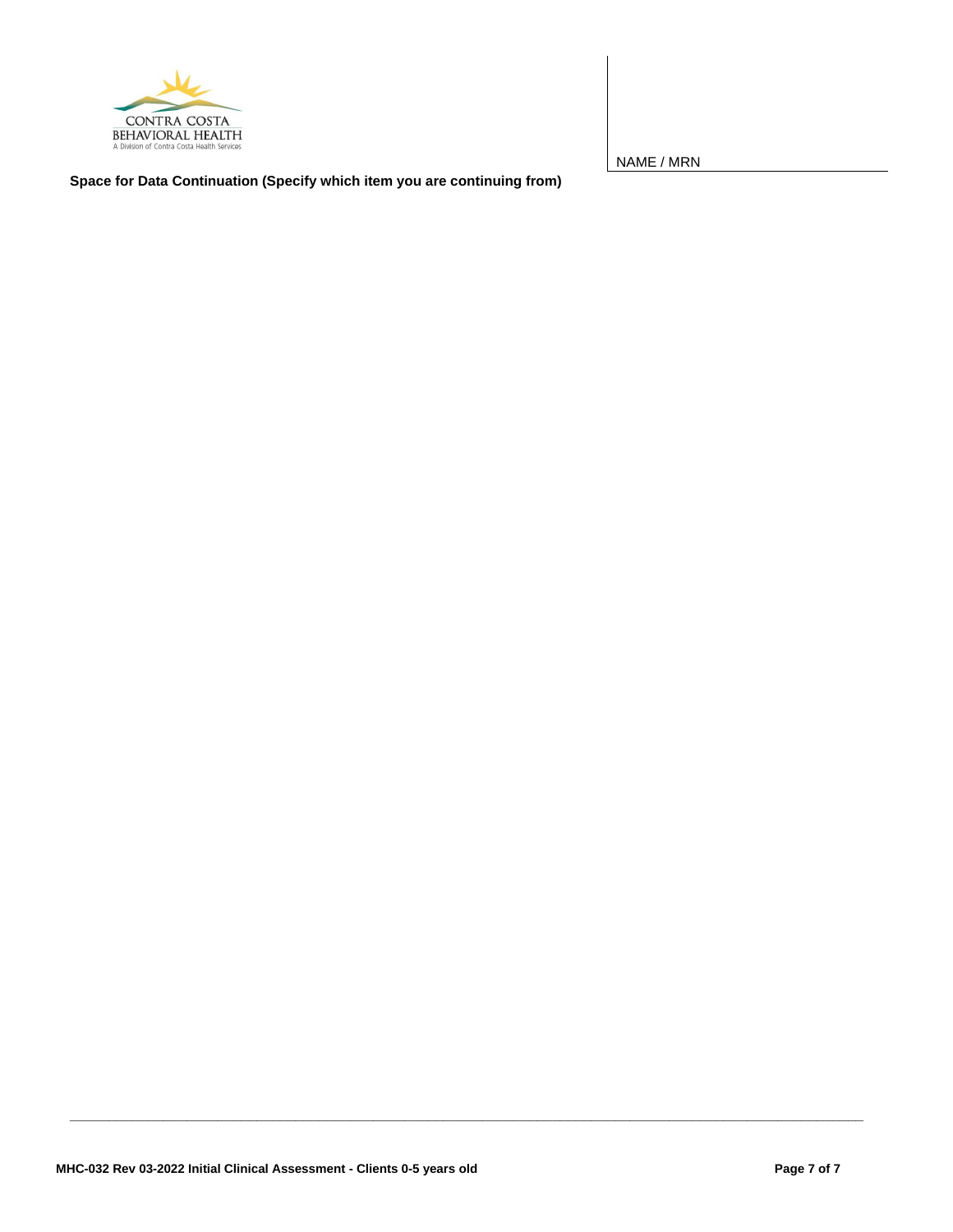CONTRA COSTA
BEHAVIORAL HEALTH
A Division of Contra Costa Health Services

NAME / MRN

**Space for Data Continuation (Specify which item you are continuing from)**